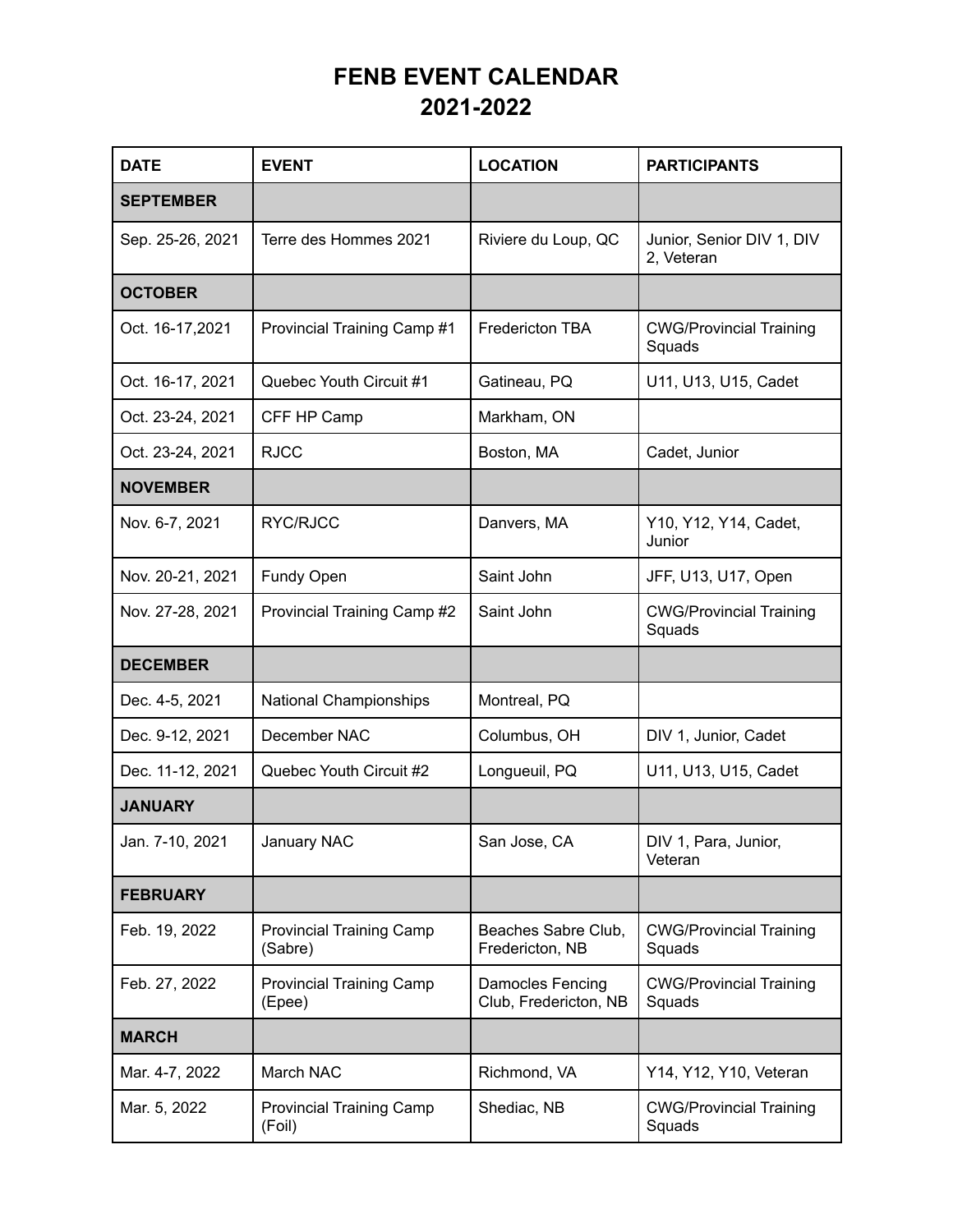# FENB EVENT CALENDAR
# 2021-2022

| DATE | EVENT | LOCATION | PARTICIPANTS |
|---|---|---|---|
| **SEPTEMBER** | | | |
| Sep. 25-26, 2021 | Terre des Hommes 2021 | Riviere du Loup, QC | Junior, Senior DIV 1, DIV 2, Veteran |
| **OCTOBER** | | | |
| Oct. 16-17,2021 | Provincial Training Camp #1 | Fredericton TBA | CWG/Provincial Training Squads |
| Oct. 16-17, 2021 | Quebec Youth Circuit #1 | Gatineau, PQ | U11, U13, U15, Cadet |
| Oct. 23-24, 2021 | CFF HP Camp | Markham, ON | |
| Oct. 23-24, 2021 | RJCC | Boston, MA | Cadet, Junior |
| **NOVEMBER** | | | |
| Nov. 6-7, 2021 | RYC/RJCC | Danvers, MA | Y10, Y12, Y14, Cadet, Junior |
| Nov. 20-21, 2021 | Fundy Open | Saint John | JFF, U13, U17, Open |
| Nov. 27-28, 2021 | Provincial Training Camp #2 | Saint John | CWG/Provincial Training Squads |
| **DECEMBER** | | | |
| Dec. 4-5, 2021 | National Championships | Montreal, PQ | |
| Dec. 9-12, 2021 | December NAC | Columbus, OH | DIV 1, Junior, Cadet |
| Dec. 11-12, 2021 | Quebec Youth Circuit #2 | Longueuil, PQ | U11, U13, U15, Cadet |
| **JANUARY** | | | |
| Jan. 7-10, 2021 | January NAC | San Jose, CA | DIV 1, Para, Junior, Veteran |
| **FEBRUARY** | | | |
| Feb. 19, 2022 | Provincial Training Camp (Sabre) | Beaches Sabre Club, Fredericton, NB | CWG/Provincial Training Squads |
| Feb. 27, 2022 | Provincial Training Camp (Epee) | Damocles Fencing Club, Fredericton, NB | CWG/Provincial Training Squads |
| **MARCH** | | | |
| Mar. 4-7, 2022 | March NAC | Richmond, VA | Y14, Y12, Y10, Veteran |
| Mar. 5, 2022 | Provincial Training Camp (Foil) | Shediac, NB | CWG/Provincial Training Squads |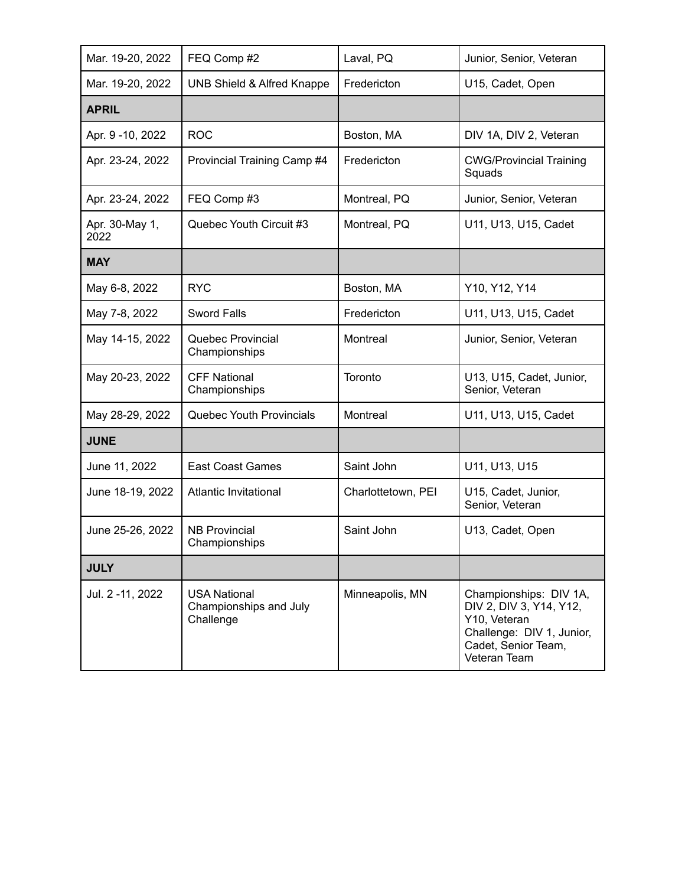| | | | |
|---|---|---|---|
| Mar. 19-20, 2022 | FEQ Comp #2 | Laval, PQ | Junior, Senior, Veteran |
| Mar. 19-20, 2022 | UNB Shield & Alfred Knappe | Fredericton | U15, Cadet, Open |
| **APRIL** | | | |
| Apr. 9 -10, 2022 | ROC | Boston, MA | DIV 1A, DIV 2, Veteran |
| Apr. 23-24, 2022 | Provincial Training Camp #4 | Fredericton | CWG/Provincial Training Squads |
| Apr. 23-24, 2022 | FEQ Comp #3 | Montreal, PQ | Junior, Senior, Veteran |
| Apr. 30-May 1, 2022 | Quebec Youth Circuit #3 | Montreal, PQ | U11, U13, U15, Cadet |
| **MAY** | | | |
| May 6-8, 2022 | RYC | Boston, MA | Y10, Y12, Y14 |
| May 7-8, 2022 | Sword Falls | Fredericton | U11, U13, U15, Cadet |
| May 14-15, 2022 | Quebec Provincial Championships | Montreal | Junior, Senior, Veteran |
| May 20-23, 2022 | CFF National Championships | Toronto | U13, U15, Cadet, Junior, Senior, Veteran |
| May 28-29, 2022 | Quebec Youth Provincials | Montreal | U11, U13, U15, Cadet |
| **JUNE** | | | |
| June 11, 2022 | East Coast Games | Saint John | U11, U13, U15 |
| June 18-19, 2022 | Atlantic Invitational | Charlottetown, PEI | U15, Cadet, Junior, Senior, Veteran |
| June 25-26, 2022 | NB Provincial Championships | Saint John | U13, Cadet, Open |
| **JULY** | | | |
| Jul. 2 -11, 2022 | USA National Championships and July Challenge | Minneapolis, MN | Championships: DIV 1A, DIV 2, DIV 3, Y14, Y12, Y10, Veteran<br>Challenge: DIV 1, Junior, Cadet, Senior Team, Veteran Team |